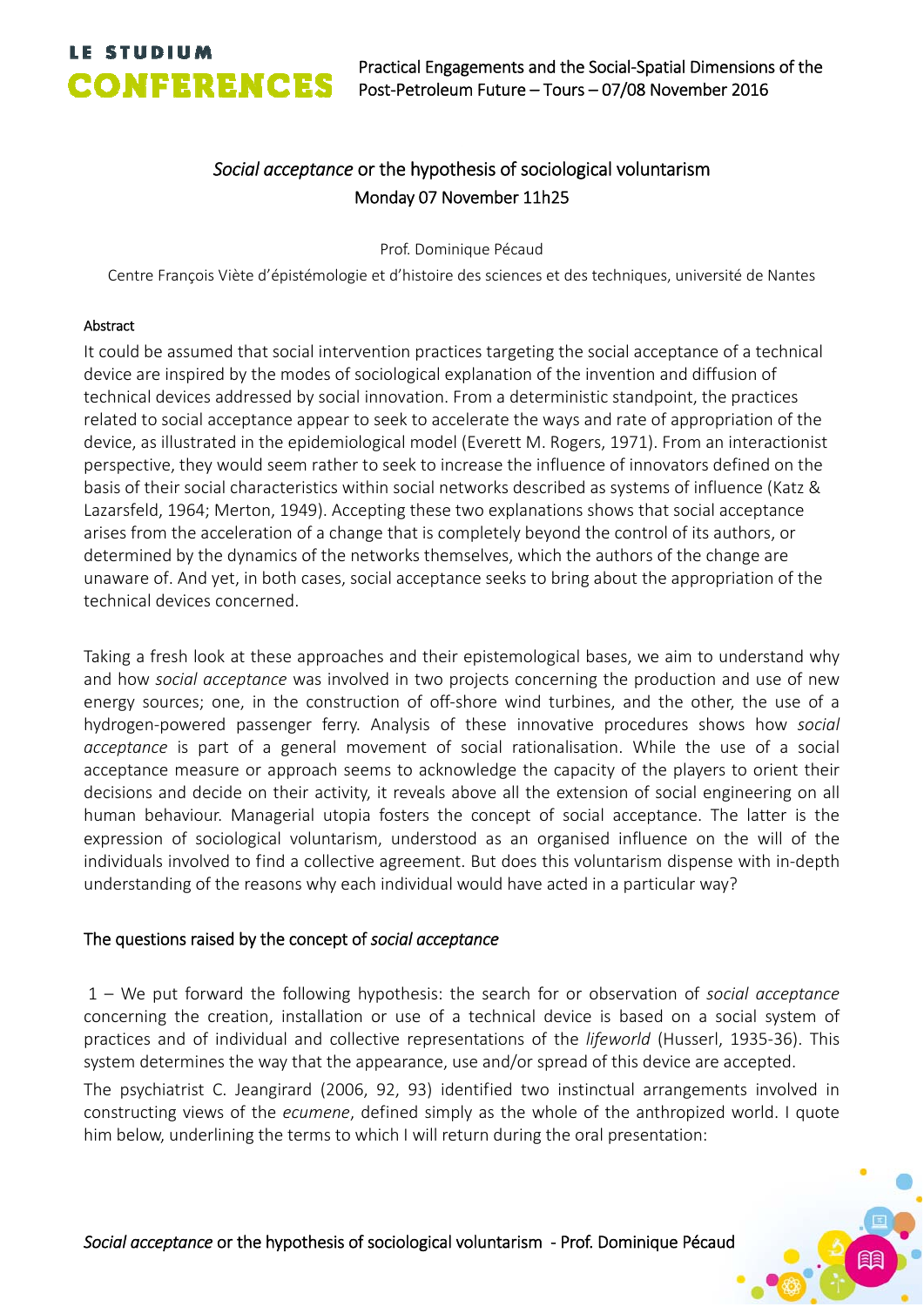*Social acceptance* or the hypothesis of sociological voluntarism
Monday 07 November 11h25

Prof. Dominique Pécaud

Centre François Viète d'épistémologie et d'histoire des sciences et des techniques, université de Nantes

#### Abstract

It could be assumed that social intervention practices targeting the social acceptance of a technical device are inspired by the modes of sociological explanation of the invention and diffusion of technical devices addressed by social innovation. From a deterministic standpoint, the practices related to social acceptance appear to seek to accelerate the ways and rate of appropriation of the device, as illustrated in the epidemiological model (Everett M. Rogers, 1971). From an interactionist perspective, they would seem rather to seek to increase the influence of innovators defined on the basis of their social characteristics within social networks described as systems of influence (Katz & Lazarsfeld, 1964; Merton, 1949). Accepting these two explanations shows that social acceptance arises from the acceleration of a change that is completely beyond the control of its authors, or determined by the dynamics of the networks themselves, which the authors of the change are unaware of. And yet, in both cases, social acceptance seeks to bring about the appropriation of the technical devices concerned.

Taking a fresh look at these approaches and their epistemological bases, we aim to understand why and how *social acceptance* was involved in two projects concerning the production and use of new energy sources; one, in the construction of off-shore wind turbines, and the other, the use of a hydrogen-powered passenger ferry. Analysis of these innovative procedures shows how *social acceptance* is part of a general movement of social rationalisation. While the use of a social acceptance measure or approach seems to acknowledge the capacity of the players to orient their decisions and decide on their activity, it reveals above all the extension of social engineering on all human behaviour. Managerial utopia fosters the concept of social acceptance. The latter is the expression of sociological voluntarism, understood as an organised influence on the will of the individuals involved to find a collective agreement. But does this voluntarism dispense with in-depth understanding of the reasons why each individual would have acted in a particular way?

### The questions raised by the concept of *social acceptance*

1 – We put forward the following hypothesis: the search for or observation of *social acceptance* concerning the creation, installation or use of a technical device is based on a social system of practices and of individual and collective representations of the *lifeworld* (Husserl, 1935-36). This system determines the way that the appearance, use and/or spread of this device are accepted.

The psychiatrist C. Jeangirard (2006, 92, 93) identified two instinctual arrangements involved in constructing views of the *ecumene*, defined simply as the whole of the anthropized world. I quote him below, underlining the terms to which I will return during the oral presentation: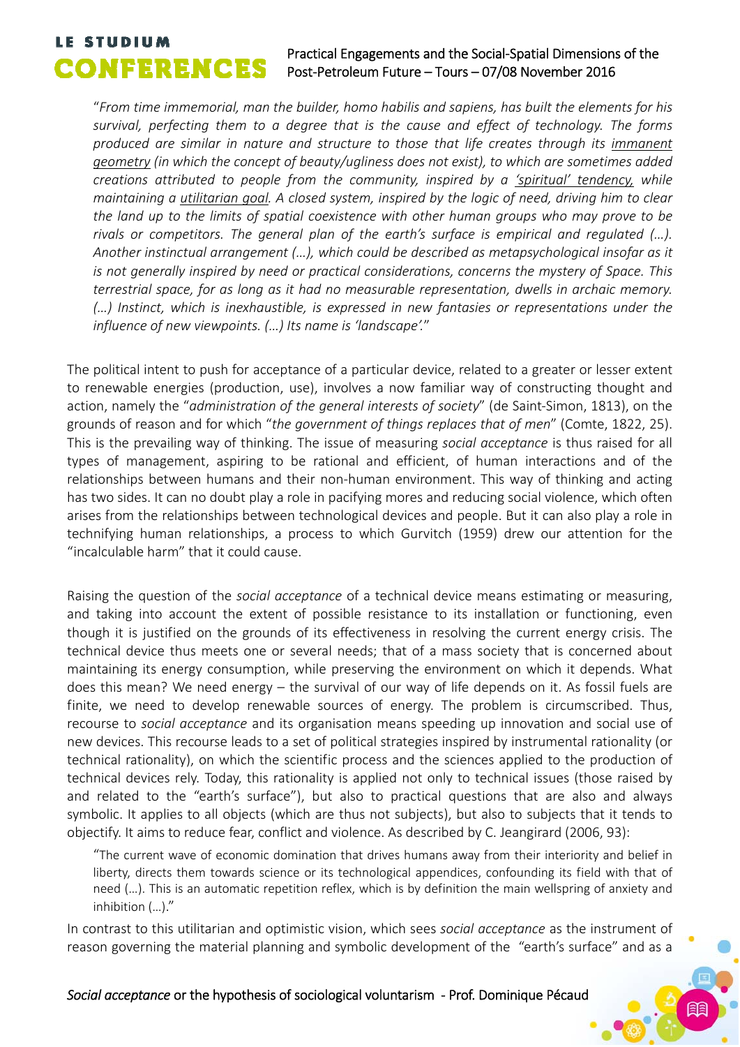"*From time immemorial, man the builder, homo habilis and sapiens, has built the elements for his survival, perfecting them to a degree that is the cause and effect of technology. The forms produced are similar in nature and structure to those that life creates through its* *immanent geometry* *(in which the concept of beauty/ugliness does not exist), to which are sometimes added creations attributed to people from the community, inspired by a* *'spiritual' tendency,* *while maintaining a* *utilitarian goal*. *A closed system, inspired by the logic of need, driving him to clear the land up to the limits of spatial coexistence with other human groups who may prove to be rivals or competitors. The general plan of the earth's surface is empirical and regulated (…). Another instinctual arrangement (…), which could be described as metapsychological insofar as it is not generally inspired by need or practical considerations, concerns the mystery of Space. This terrestrial space, for as long as it had no measurable representation, dwells in archaic memory. (…) Instinct, which is inexhaustible, is expressed in new fantasies or representations under the influence of new viewpoints. (…) Its name is 'landscape'.*"

The political intent to push for acceptance of a particular device, related to a greater or lesser extent to renewable energies (production, use), involves a now familiar way of constructing thought and action, namely the "*administration of the general interests of society*" (de Saint-Simon, 1813), on the grounds of reason and for which "*the government of things replaces that of men*" (Comte, 1822, 25). This is the prevailing way of thinking. The issue of measuring *social acceptance* is thus raised for all types of management, aspiring to be rational and efficient, of human interactions and of the relationships between humans and their non-human environment. This way of thinking and acting has two sides. It can no doubt play a role in pacifying mores and reducing social violence, which often arises from the relationships between technological devices and people. But it can also play a role in technifying human relationships, a process to which Gurvitch (1959) drew our attention for the "incalculable harm" that it could cause.

Raising the question of the *social acceptance* of a technical device means estimating or measuring, and taking into account the extent of possible resistance to its installation or functioning, even though it is justified on the grounds of its effectiveness in resolving the current energy crisis. The technical device thus meets one or several needs; that of a mass society that is concerned about maintaining its energy consumption, while preserving the environment on which it depends. What does this mean? We need energy – the survival of our way of life depends on it. As fossil fuels are finite, we need to develop renewable sources of energy. The problem is circumscribed. Thus, recourse to *social acceptance* and its organisation means speeding up innovation and social use of new devices. This recourse leads to a set of political strategies inspired by instrumental rationality (or technical rationality), on which the scientific process and the sciences applied to the production of technical devices rely. Today, this rationality is applied not only to technical issues (those raised by and related to the "earth's surface"), but also to practical questions that are also and always symbolic. It applies to all objects (which are thus not subjects), but also to subjects that it tends to objectify. It aims to reduce fear, conflict and violence. As described by C. Jeangirard (2006, 93):

> "The current wave of economic domination that drives humans away from their interiority and belief in liberty, directs them towards science or its technological appendices, confounding its field with that of need (…). This is an automatic repetition reflex, which is by definition the main wellspring of anxiety and inhibition (…)."

In contrast to this utilitarian and optimistic vision, which sees *social acceptance* as the instrument of reason governing the material planning and symbolic development of the "earth's surface" and as a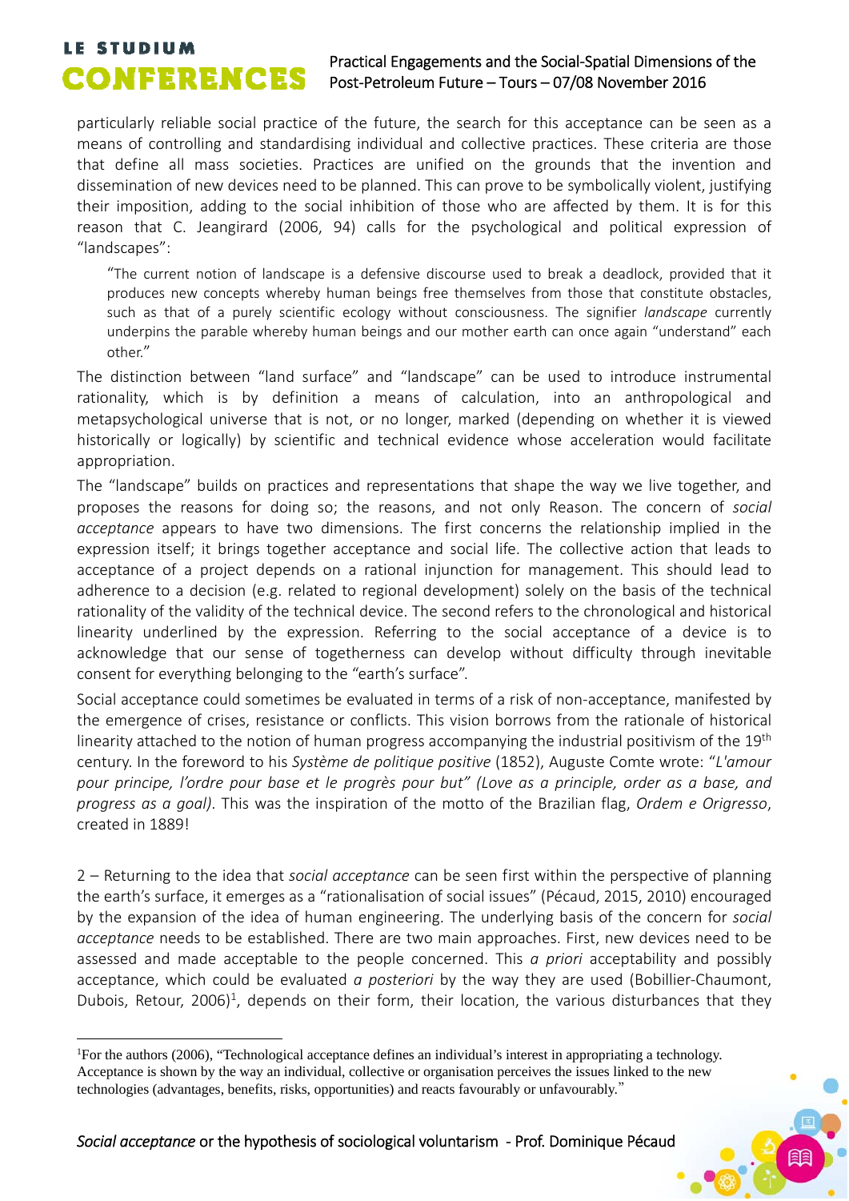particularly reliable social practice of the future, the search for this acceptance can be seen as a means of controlling and standardising individual and collective practices. These criteria are those that define all mass societies. Practices are unified on the grounds that the invention and dissemination of new devices need to be planned. This can prove to be symbolically violent, justifying their imposition, adding to the social inhibition of those who are affected by them. It is for this reason that C. Jeangirard (2006, 94) calls for the psychological and political expression of "landscapes":

> "The current notion of landscape is a defensive discourse used to break a deadlock, provided that it produces new concepts whereby human beings free themselves from those that constitute obstacles, such as that of a purely scientific ecology without consciousness. The signifier *landscape* currently underpins the parable whereby human beings and our mother earth can once again "understand" each other."

The distinction between "land surface" and "landscape" can be used to introduce instrumental rationality, which is by definition a means of calculation, into an anthropological and metapsychological universe that is not, or no longer, marked (depending on whether it is viewed historically or logically) by scientific and technical evidence whose acceleration would facilitate appropriation.

The "landscape" builds on practices and representations that shape the way we live together, and proposes the reasons for doing so; the reasons, and not only Reason. The concern of *social acceptance* appears to have two dimensions. The first concerns the relationship implied in the expression itself; it brings together acceptance and social life. The collective action that leads to acceptance of a project depends on a rational injunction for management. This should lead to adherence to a decision (e.g. related to regional development) solely on the basis of the technical rationality of the validity of the technical device. The second refers to the chronological and historical linearity underlined by the expression. Referring to the social acceptance of a device is to acknowledge that our sense of togetherness can develop without difficulty through inevitable consent for everything belonging to the "earth's surface".

Social acceptance could sometimes be evaluated in terms of a risk of non-acceptance, manifested by the emergence of crises, resistance or conflicts. This vision borrows from the rationale of historical linearity attached to the notion of human progress accompanying the industrial positivism of the 19th century. In the foreword to his *Système de politique positive* (1852), Auguste Comte wrote: "*L'amour pour principe, l'ordre pour base et le progrès pour but" (Love as a principle, order as a base, and progress as a goal)*. This was the inspiration of the motto of the Brazilian flag, *Ordem e Origresso*, created in 1889!

2 – Returning to the idea that *social acceptance* can be seen first within the perspective of planning the earth's surface, it emerges as a "rationalisation of social issues" (Pécaud, 2015, 2010) encouraged by the expansion of the idea of human engineering. The underlying basis of the concern for *social acceptance* needs to be established. There are two main approaches. First, new devices need to be assessed and made acceptable to the people concerned. This *a priori* acceptability and possibly acceptance, which could be evaluated *a posteriori* by the way they are used (Bobillier-Chaumont, Dubois, Retour, 2006)[1], depends on their form, their location, the various disturbances that they

---

[1] For the authors (2006), "Technological acceptance defines an individual's interest in appropriating a technology. Acceptance is shown by the way an individual, collective or organisation perceives the issues linked to the new technologies (advantages, benefits, risks, opportunities) and reacts favourably or unfavourably."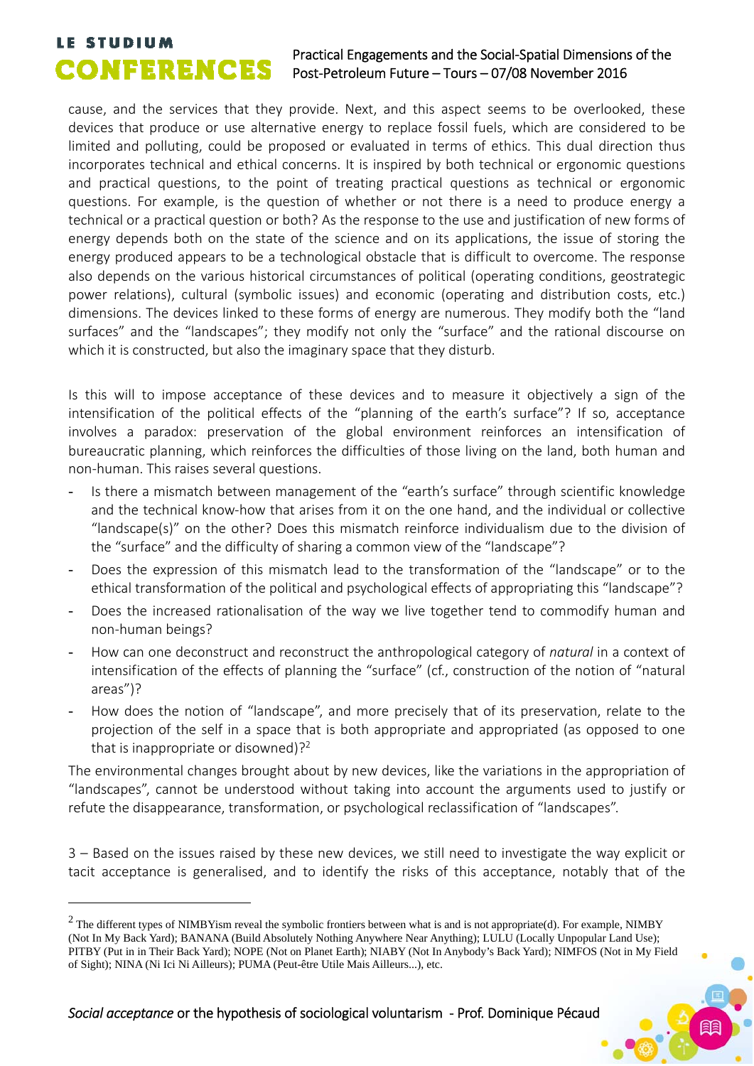cause, and the services that they provide. Next, and this aspect seems to be overlooked, these devices that produce or use alternative energy to replace fossil fuels, which are considered to be limited and polluting, could be proposed or evaluated in terms of ethics. This dual direction thus incorporates technical and ethical concerns. It is inspired by both technical or ergonomic questions and practical questions, to the point of treating practical questions as technical or ergonomic questions. For example, is the question of whether or not there is a need to produce energy a technical or a practical question or both? As the response to the use and justification of new forms of energy depends both on the state of the science and on its applications, the issue of storing the energy produced appears to be a technological obstacle that is difficult to overcome. The response also depends on the various historical circumstances of political (operating conditions, geostrategic power relations), cultural (symbolic issues) and economic (operating and distribution costs, etc.) dimensions. The devices linked to these forms of energy are numerous. They modify both the "land surfaces" and the "landscapes"; they modify not only the "surface" and the rational discourse on which it is constructed, but also the imaginary space that they disturb.

Is this will to impose acceptance of these devices and to measure it objectively a sign of the intensification of the political effects of the "planning of the earth's surface"? If so, acceptance involves a paradox: preservation of the global environment reinforces an intensification of bureaucratic planning, which reinforces the difficulties of those living on the land, both human and non-human. This raises several questions.

- Is there a mismatch between management of the "earth's surface" through scientific knowledge and the technical know-how that arises from it on the one hand, and the individual or collective "landscape(s)" on the other? Does this mismatch reinforce individualism due to the division of the "surface" and the difficulty of sharing a common view of the "landscape"?
- Does the expression of this mismatch lead to the transformation of the "landscape" or to the ethical transformation of the political and psychological effects of appropriating this "landscape"?
- Does the increased rationalisation of the way we live together tend to commodify human and non-human beings?
- How can one deconstruct and reconstruct the anthropological category of *natural* in a context of intensification of the effects of planning the "surface" (cf., construction of the notion of "natural areas")?
- How does the notion of "landscape", and more precisely that of its preservation, relate to the projection of the self in a space that is both appropriate and appropriated (as opposed to one that is inappropriate or disowned)?[2]

The environmental changes brought about by new devices, like the variations in the appropriation of "landscapes", cannot be understood without taking into account the arguments used to justify or refute the disappearance, transformation, or psychological reclassification of "landscapes".

3 – Based on the issues raised by these new devices, we still need to investigate the way explicit or tacit acceptance is generalised, and to identify the risks of this acceptance, notably that of the

[2] The different types of NIMBYism reveal the symbolic frontiers between what is and is not appropriate(d). For example, NIMBY (Not In My Back Yard); BANANA (Build Absolutely Nothing Anywhere Near Anything); LULU (Locally Unpopular Land Use); PITBY (Put in in Their Back Yard); NOPE (Not on Planet Earth); NIABY (Not In Anybody's Back Yard); NIMFOS (Not in My Field of Sight); NINA (Ni Ici Ni Ailleurs); PUMA (Peut-être Utile Mais Ailleurs...), etc.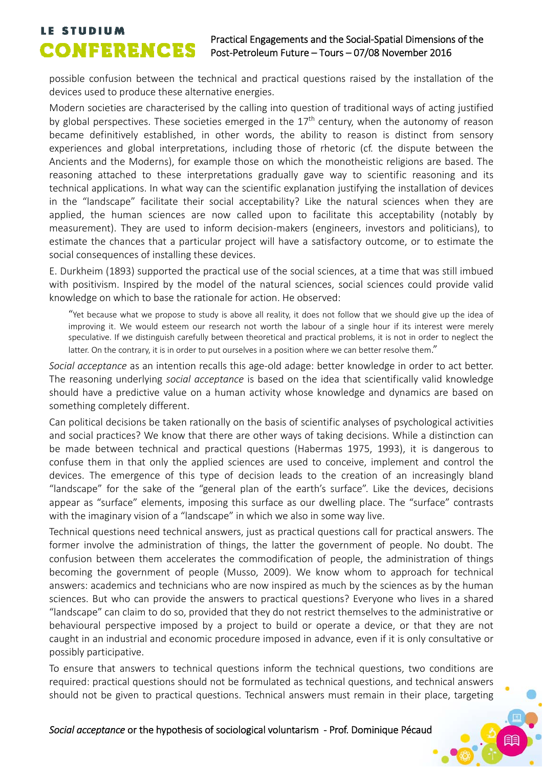possible confusion between the technical and practical questions raised by the installation of the devices used to produce these alternative energies.

Modern societies are characterised by the calling into question of traditional ways of acting justified by global perspectives. These societies emerged in the 17th century, when the autonomy of reason became definitively established, in other words, the ability to reason is distinct from sensory experiences and global interpretations, including those of rhetoric (cf. the dispute between the Ancients and the Moderns), for example those on which the monotheistic religions are based. The reasoning attached to these interpretations gradually gave way to scientific reasoning and its technical applications. In what way can the scientific explanation justifying the installation of devices in the “landscape” facilitate their social acceptability? Like the natural sciences when they are applied, the human sciences are now called upon to facilitate this acceptability (notably by measurement). They are used to inform decision-makers (engineers, investors and politicians), to estimate the chances that a particular project will have a satisfactory outcome, or to estimate the social consequences of installing these devices.

E. Durkheim (1893) supported the practical use of the social sciences, at a time that was still imbued with positivism. Inspired by the model of the natural sciences, social sciences could provide valid knowledge on which to base the rationale for action. He observed:

> “Yet because what we propose to study is above all reality, it does not follow that we should give up the idea of improving it. We would esteem our research not worth the labour of a single hour if its interest were merely speculative. If we distinguish carefully between theoretical and practical problems, it is not in order to neglect the latter. On the contrary, it is in order to put ourselves in a position where we can better resolve them.”

*Social acceptance* as an intention recalls this age-old adage: better knowledge in order to act better. The reasoning underlying *social acceptance* is based on the idea that scientifically valid knowledge should have a predictive value on a human activity whose knowledge and dynamics are based on something completely different.

Can political decisions be taken rationally on the basis of scientific analyses of psychological activities and social practices? We know that there are other ways of taking decisions. While a distinction can be made between technical and practical questions (Habermas 1975, 1993), it is dangerous to confuse them in that only the applied sciences are used to conceive, implement and control the devices. The emergence of this type of decision leads to the creation of an increasingly bland “landscape” for the sake of the “general plan of the earth’s surface”. Like the devices, decisions appear as “surface” elements, imposing this surface as our dwelling place. The “surface” contrasts with the imaginary vision of a “landscape” in which we also in some way live.

Technical questions need technical answers, just as practical questions call for practical answers. The former involve the administration of things, the latter the government of people. No doubt. The confusion between them accelerates the commodification of people, the administration of things becoming the government of people (Musso, 2009). We know whom to approach for technical answers: academics and technicians who are now inspired as much by the sciences as by the human sciences. But who can provide the answers to practical questions? Everyone who lives in a shared “landscape” can claim to do so, provided that they do not restrict themselves to the administrative or behavioural perspective imposed by a project to build or operate a device, or that they are not caught in an industrial and economic procedure imposed in advance, even if it is only consultative or possibly participative.

To ensure that answers to technical questions inform the technical questions, two conditions are required: practical questions should not be formulated as technical questions, and technical answers should not be given to practical questions. Technical answers must remain in their place, targeting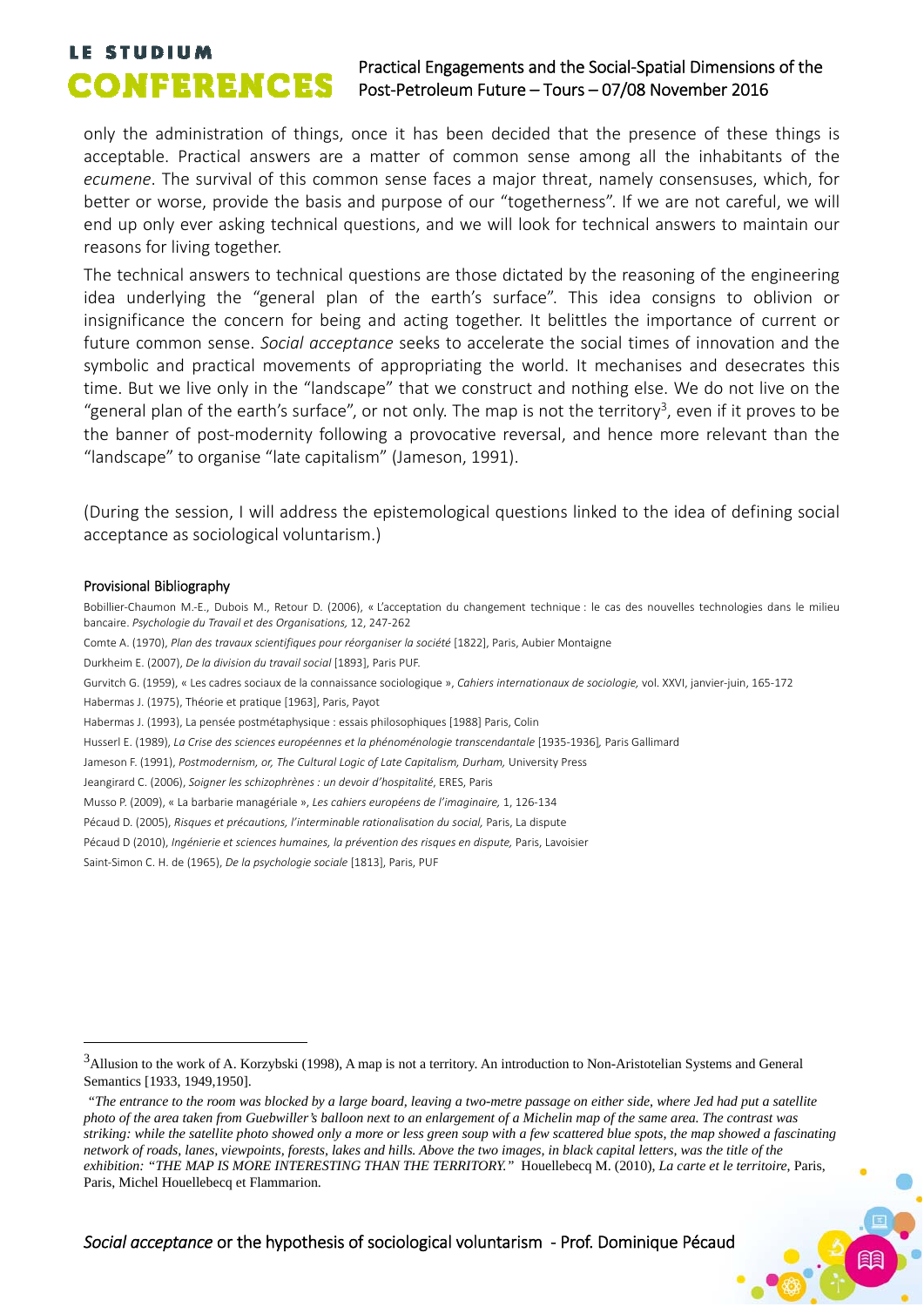only the administration of things, once it has been decided that the presence of these things is acceptable. Practical answers are a matter of common sense among all the inhabitants of the *ecumene*. The survival of this common sense faces a major threat, namely consensuses, which, for better or worse, provide the basis and purpose of our "togetherness". If we are not careful, we will end up only ever asking technical questions, and we will look for technical answers to maintain our reasons for living together.

The technical answers to technical questions are those dictated by the reasoning of the engineering idea underlying the "general plan of the earth's surface". This idea consigns to oblivion or insignificance the concern for being and acting together. It belittles the importance of current or future common sense. *Social acceptance* seeks to accelerate the social times of innovation and the symbolic and practical movements of appropriating the world. It mechanises and desecrates this time. But we live only in the "landscape" that we construct and nothing else. We do not live on the "general plan of the earth's surface", or not only. The map is not the territory[3], even if it proves to be the banner of post-modernity following a provocative reversal, and hence more relevant than the "landscape" to organise "late capitalism" (Jameson, 1991).

(During the session, I will address the epistemological questions linked to the idea of defining social acceptance as sociological voluntarism.)

### Provisional Bibliography

Bobillier-Chaumon M.-E., Dubois M., Retour D. (2006), « L'acceptation du changement technique : le cas des nouvelles technologies dans le milieu bancaire. *Psychologie du Travail et des Organisations,* 12, 247-262

Comte A. (1970), *Plan des travaux scientifiques pour réorganiser la société* [1822], Paris, Aubier Montaigne

Durkheim E. (2007), *De la division du travail social* [1893], Paris PUF.

Gurvitch G. (1959), « Les cadres sociaux de la connaissance sociologique », *Cahiers internationaux de sociologie,* vol. XXVI, janvier-juin, 165-172

Habermas J. (1975), Théorie et pratique [1963], Paris, Payot

Habermas J. (1993), La pensée postmétaphysique : essais philosophiques [1988] Paris, Colin

Husserl E. (1989), *La Crise des sciences européennes et la phénoménologie transcendantale* [1935-1936]*,* Paris Gallimard

Jameson F. (1991), *Postmodernism, or, The Cultural Logic of Late Capitalism, Durham,* University Press

Jeangirard C. (2006), *Soigner les schizophrènes : un devoir d'hospitalité*, ERES, Paris

Musso P. (2009), « La barbarie managériale », *Les cahiers européens de l'imaginaire,* 1, 126-134

Pécaud D. (2005), *Risques et précautions, l'interminable rationalisation du social,* Paris, La dispute

Pécaud D (2010), *Ingénierie et sciences humaines, la prévention des risques en dispute,* Paris, Lavoisier

Saint-Simon C. H. de (1965), *De la psychologie sociale* [1813], Paris, PUF

---

[3] Allusion to the work of A. Korzybski (1998), A map is not a territory. An introduction to Non-Aristotelian Systems and General Semantics [1933, 1949,1950].

*"The entrance to the room was blocked by a large board, leaving a two-metre passage on either side, where Jed had put a satellite photo of the area taken from Guebwiller's balloon next to an enlargement of a Michelin map of the same area. The contrast was striking: while the satellite photo showed only a more or less green soup with a few scattered blue spots, the map showed a fascinating network of roads, lanes, viewpoints, forests, lakes and hills. Above the two images, in black capital letters, was the title of the exhibition: "THE MAP IS MORE INTERESTING THAN THE TERRITORY."* Houellebecq M. (2010), *La carte et le territoire*, Paris, Paris, Michel Houellebecq et Flammarion.